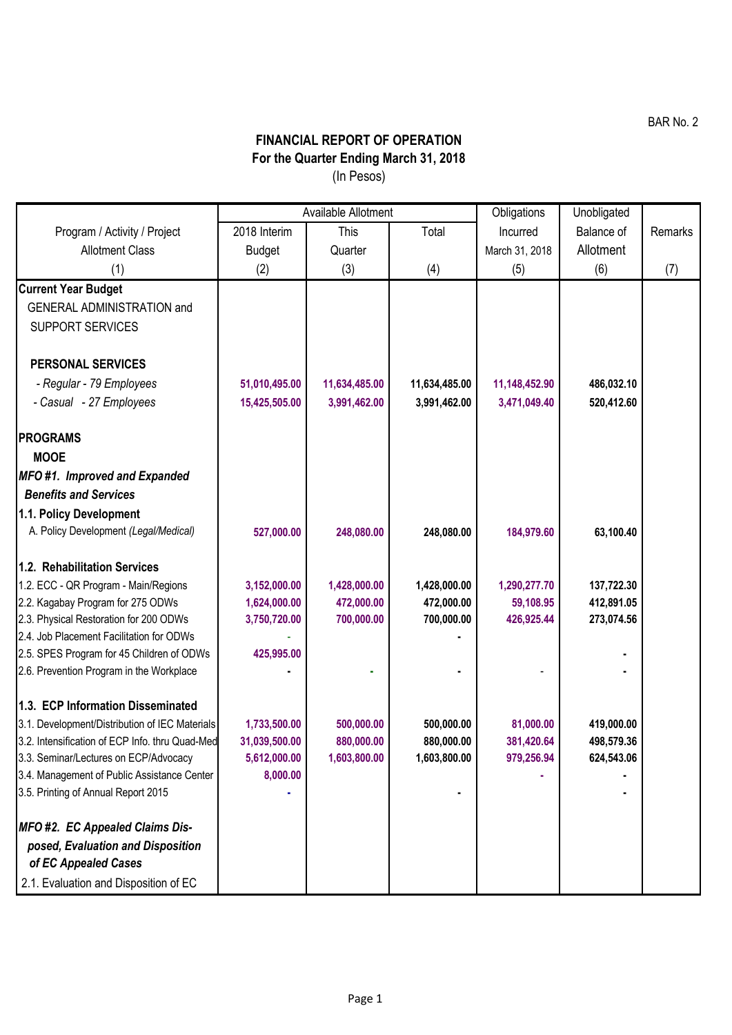BAR No. 2

# FINANCIAL REPORT OF OPERATION
## For the Quarter Ending March 31, 2018
(In Pesos)

| Program / Activity / Project Allotment Class | Available Allotment | | | Obligations Incurred March 31, 2018 | Unobligated Balance of Allotment | Remarks |
|---|---|---|---|---|---|---|
| | 2018 Interim Budget | This Quarter | Total | | | |
| (1) | (2) | (3) | (4) | (5) | (6) | (7) |
| **Current Year Budget** | | | | | | |
| GENERAL ADMINISTRATION and SUPPORT SERVICES | | | | | | |
| **PERSONAL SERVICES** | | | | | | |
| *- Regular - 79 Employees* | 51,010,495.00 | 11,634,485.00 | 11,634,485.00 | 11,148,452.90 | 486,032.10 | |
| *- Casual - 27 Employees* | 15,425,505.00 | 3,991,462.00 | 3,991,462.00 | 3,471,049.40 | 520,412.60 | |
| **PROGRAMS** | | | | | | |
| **MOOE** | | | | | | |
| ***MFO #1. Improved and Expanded Benefits and Services*** | | | | | | |
| **1.1. Policy Development** | | | | | | |
| A. Policy Development *(Legal/Medical)* | 527,000.00 | 248,080.00 | 248,080.00 | 184,979.60 | 63,100.40 | |
| **1.2. Rehabilitation Services** | | | | | | |
| 1.2. ECC - QR Program - Main/Regions | 3,152,000.00 | 1,428,000.00 | 1,428,000.00 | 1,290,277.70 | 137,722.30 | |
| 2.2. Kagabay Program for 275 ODWs | 1,624,000.00 | 472,000.00 | 472,000.00 | 59,108.95 | 412,891.05 | |
| 2.3. Physical Restoration for 200 ODWs | 3,750,720.00 | 700,000.00 | 700,000.00 | 426,925.44 | 273,074.56 | |
| 2.4. Job Placement Facilitation for ODWs | - | | - | | | |
| 2.5. SPES Program for 45 Children of ODWs | 425,995.00 | | | | - | |
| 2.6. Prevention Program in the Workplace | - | - | - | - | - | |
| **1.3. ECP Information Disseminated** | | | | | | |
| 3.1. Development/Distribution of IEC Materials | 1,733,500.00 | 500,000.00 | 500,000.00 | 81,000.00 | 419,000.00 | |
| 3.2. Intensification of ECP Info. thru Quad-Med | 31,039,500.00 | 880,000.00 | 880,000.00 | 381,420.64 | 498,579.36 | |
| 3.3. Seminar/Lectures on ECP/Advocacy | 5,612,000.00 | 1,603,800.00 | 1,603,800.00 | 979,256.94 | 624,543.06 | |
| 3.4. Management of Public Assistance Center | 8,000.00 | | | - | - | |
| 3.5. Printing of Annual Report 2015 | - | | - | | - | |
| ***MFO #2. EC Appealed Claims Dis-posed, Evaluation and Disposition of EC Appealed Cases*** | | | | | | |
| 2.1. Evaluation and Disposition of EC | | | | | | |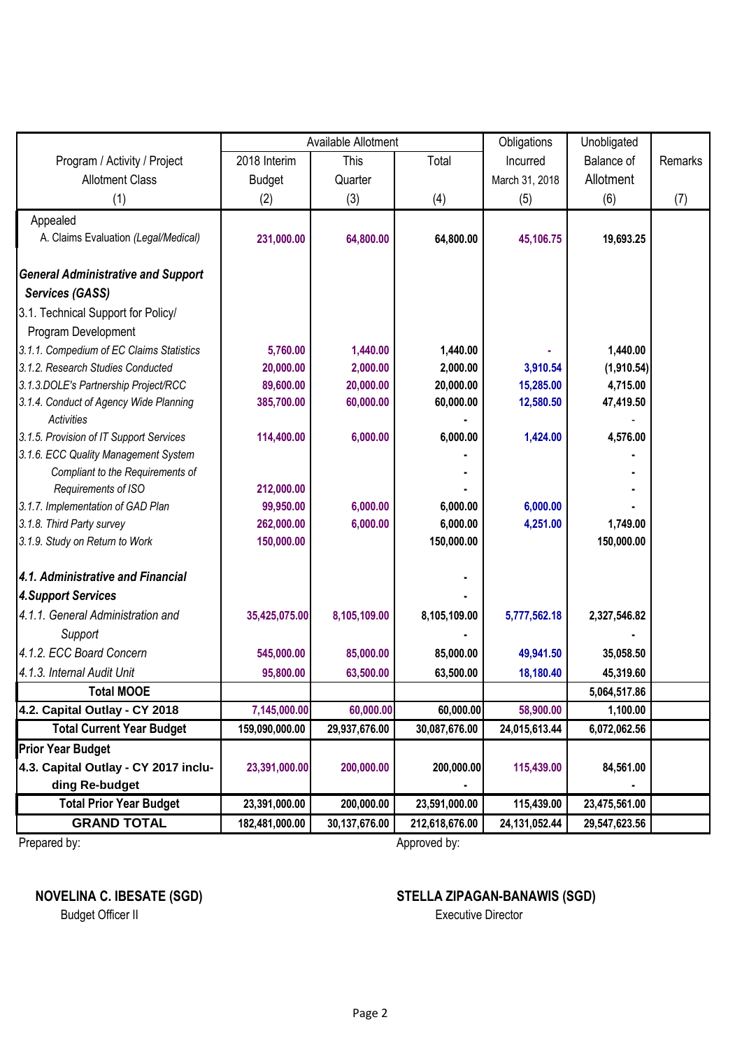| Program / Activity / Project Allotment Class (1) | Available Allotment 2018 Interim Budget (2) | This Quarter (3) | Total (4) | Obligations Incurred March 31, 2018 (5) | Unobligated Balance of Allotment (6) | Remarks (7) |
|---|---|---|---|---|---|---|
| Appealed | | | | | | |
| A. Claims Evaluation *(Legal/Medical)* | 231,000.00 | 64,800.00 | 64,800.00 | 45,106.75 | 19,693.25 | |
| ***General Administrative and Support Services (GASS)*** | | | | | | |
| 3.1. Technical Support for Policy/ Program Development | | | | | | |
| *3.1.1. Compedium of EC Claims Statistics* | 5,760.00 | 1,440.00 | 1,440.00 | - | 1,440.00 | |
| *3.1.2. Research Studies Conducted* | 20,000.00 | 2,000.00 | 2,000.00 | 3,910.54 | (1,910.54) | |
| *3.1.3.DOLE's Partnership Project/RCC* | 89,600.00 | 20,000.00 | 20,000.00 | 15,285.00 | 4,715.00 | |
| *3.1.4. Conduct of Agency Wide Planning* | 385,700.00 | 60,000.00 | 60,000.00 | 12,580.50 | 47,419.50 | |
| *Activities* | | | - | | - | |
| *3.1.5. Provision of IT Support Services* | 114,400.00 | 6,000.00 | 6,000.00 | 1,424.00 | 4,576.00 | |
| *3.1.6. ECC Quality Management System* | | | - | | - | |
| *Compliant to the Requirements of* | | | - | | - | |
| *Requirements of ISO* | 212,000.00 | | - | | - | |
| *3.1.7. Implementation of GAD Plan* | 99,950.00 | 6,000.00 | 6,000.00 | 6,000.00 | - | |
| *3.1.8. Third Party survey* | 262,000.00 | 6,000.00 | 6,000.00 | 4,251.00 | 1,749.00 | |
| *3.1.9. Study on Return to Work* | 150,000.00 | | 150,000.00 | | 150,000.00 | |
| ***4.1. Administrative and Financial*** | | | - | | | |
| ***4.Support Services*** | | | - | | | |
| *4.1.1. General Administration and* | 35,425,075.00 | 8,105,109.00 | 8,105,109.00 | 5,777,562.18 | 2,327,546.82 | |
| *Support* | | | - | | - | |
| *4.1.2. ECC Board Concern* | 545,000.00 | 85,000.00 | 85,000.00 | 49,941.50 | 35,058.50 | |
| *4.1.3. Internal Audit Unit* | 95,800.00 | 63,500.00 | 63,500.00 | 18,180.40 | 45,319.60 | |
| **Total MOOE** | | | | | 5,064,517.86 | |
| **4.2. Capital Outlay - CY 2018** | 7,145,000.00 | 60,000.00 | 60,000.00 | 58,900.00 | 1,100.00 | |
| **Total Current Year Budget** | 159,090,000.00 | 29,937,676.00 | 30,087,676.00 | 24,015,613.44 | 6,072,062.56 | |
| **Prior Year Budget** | | | | | | |
| **4.3. Capital Outlay - CY 2017 including Re-budget** | 23,391,000.00 | 200,000.00 | 200,000.00 | 115,439.00 | 84,561.00 | |
| | | | - | | - | |
| **Total Prior Year Budget** | 23,391,000.00 | 200,000.00 | 23,591,000.00 | 115,439.00 | 23,475,561.00 | |
| **GRAND TOTAL** | 182,481,000.00 | 30,137,676.00 | 212,618,676.00 | 24,131,052.44 | 29,547,623.56 | |

Prepared by:

**NOVELINA C. IBESATE (SGD)**
Budget Officer II

Approved by:

**STELLA ZIPAGAN-BANAWIS (SGD)**
Executive Director